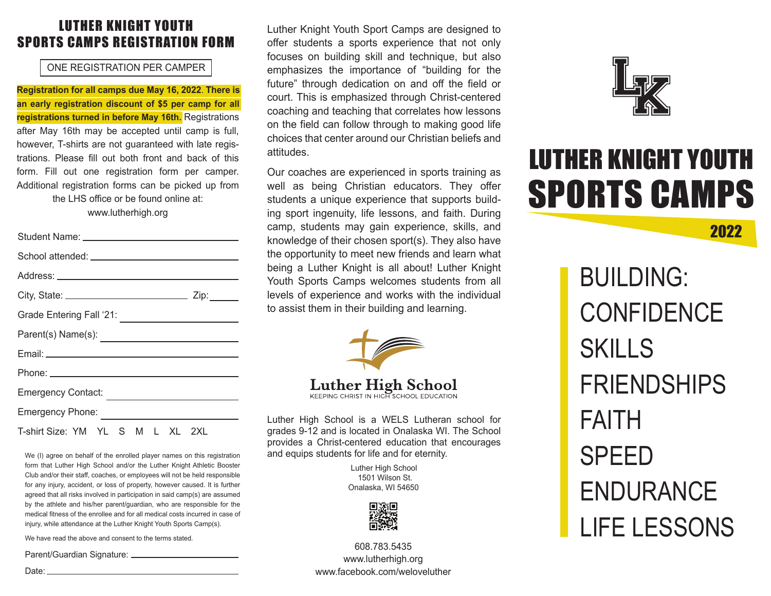# LUTHER KNIGHT YOUTH SPORTS CAMPS REGISTRATION FORM

ONE REGISTRATION PER CAMPER

**Registration for all camps due May 16, 2022. There is an early registration discount of $5 per camp for all registrations turned in before May 16th.** Registrations after May 16th may be accepted until camp is full, however, T-shirts are not guaranteed with late registrations. Please fill out both front and back of this form. Fill out one registration form per camper. Additional registration forms can be picked up from the LHS office or be found online at: www.lutherhigh.org

Student Name: ______________________________

School attended: ______________________________

Address: ______________________________

City, State: ____________________ Zip: ______

Grade Entering Fall '21: ____________________

Parent(s) Name(s): ____________________

Email: ______________________________

Phone: ______________________________

Emergency Contact: ____________________

Emergency Phone: ____________________

T-shirt Size: YM YL S M L XL 2XL

We (I) agree on behalf of the enrolled player names on this registration form that Luther High School and/or the Luther Knight Athletic Booster Club and/or their staff, coaches, or employees will not be held responsible for any injury, accident, or loss of property, however caused. It is further agreed that all risks involved in participation in said camp(s) are assumed by the athlete and his/her parent/guardian, who are responsible for the medical fitness of the enrollee and for all medical costs incurred in case of injury, while attendance at the Luther Knight Youth Sports Camp(s).

We have read the above and consent to the terms stated.

Parent/Guardian Signature: ____________________

Date: ______________________________

Luther Knight Youth Sport Camps are designed to offer students a sports experience that not only focuses on building skill and technique, but also emphasizes the importance of "building for the future" through dedication on and off the field or court. This is emphasized through Christ-centered coaching and teaching that correlates how lessons on the field can follow through to making good life choices that center around our Christian beliefs and attitudes.

Our coaches are experienced in sports training as well as being Christian educators. They offer students a unique experience that supports building sport ingenuity, life lessons, and faith. During camp, students may gain experience, skills, and knowledge of their chosen sport(s). They also have the opportunity to meet new friends and learn what being a Luther Knight is all about! Luther Knight Youth Sports Camps welcomes students from all levels of experience and works with the individual to assist them in their building and learning.

**Luther High School**
KEEPING CHRIST IN HIGH SCHOOL EDUCATION

Luther High School is a WELS Lutheran school for grades 9-12 and is located in Onalaska WI. The School provides a Christ-centered education that encourages and equips students for life and for eternity.

Luther High School
1501 Wilson St.
Onalaska, WI 54650

608.783.5435
www.lutherhigh.org
www.facebook.com/weloveluther

LK

# LUTHER KNIGHT YOUTH SPORTS CAMPS

## 2022

BUILDING:
CONFIDENCE
SKILLS
FRIENDSHIPS
FAITH
SPEED
ENDURANCE
LIFE LESSONS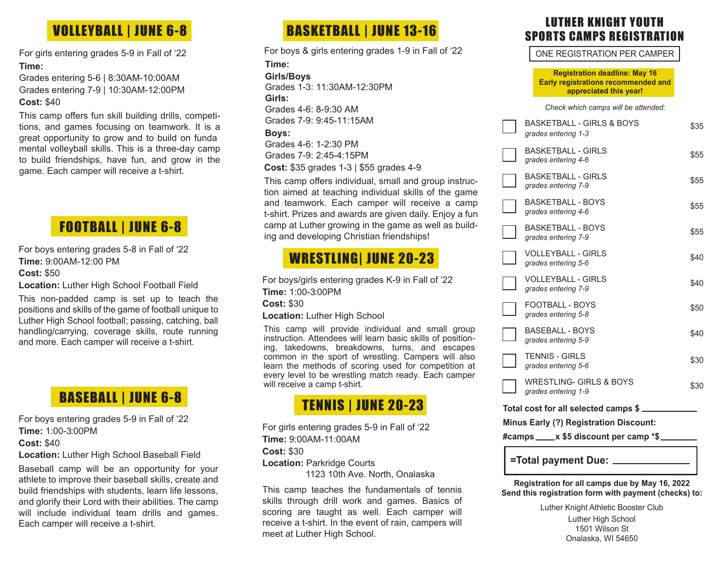## VOLLEYBALL | JUNE 6-8

For girls entering grades 5-9 in Fall of '22

**Time:**

Grades entering 5-6 | 8:30AM-10:00AM

Grades entering 7-9 | 10:30AM-12:00PM

**Cost:** $40

This camp offers fun skill building drills, competitions, and games focusing on teamwork. It is a great opportunity to grow and to build on fundamental volleyball skills. This is a three-day camp to build friendships, have fun, and grow in the game. Each camper will receive a t-shirt.

## FOOTBALL | JUNE 6-8

For boys entering grades 5-8 in Fall of '22

**Time:** 9:00AM-12:00 PM

**Cost:** $50

**Location:** Luther High School Football Field

This non-padded camp is set up to teach the positions and skills of the game of football unique to Luther High School football; passing, catching, ball handling/carrying, coverage skills, route running and more. Each camper will receive a t-shirt.

## BASEBALL | JUNE 6-8

For boys entering grades 5-9 in Fall of '22

**Time:** 1:00-3:00PM

**Cost:** $40

**Location:** Luther High School Baseball Field

Baseball camp will be an opportunity for your athlete to improve their baseball skills, create and build friendships with students, learn life lessons, and glorify their Lord with their abilities. The camp will include individual team drills and games. Each camper will receive a t-shirt.

## BASKETBALL | JUNE 13-16

For boys & girls entering grades 1-9 in Fall of '22

**Time:**

**Girls/Boys**

Grades 1-3: 11:30AM-12:30PM

**Girls:**

Grades 4-6: 8-9:30 AM

Grades 7-9: 9:45-11:15AM

**Boys:**

Grades 4-6: 1-2:30 PM

Grades 7-9: 2:45-4:15PM

**Cost:** $35 grades 1-3 | $55 grades 4-9

This camp offers individual, small and group instruction aimed at teaching individual skills of the game and teamwork. Each camper will receive a camp t-shirt. Prizes and awards are given daily. Enjoy a fun camp at Luther growing in the game as well as building and developing Christian friendships!

## WRESTLING| JUNE 20-23

For boys/girls entering grades K-9 in Fall of '22

**Time:** 1:00-3:00PM

**Cost:** $30

**Location:** Luther High School

This camp will provide individual and small group instruction. Attendees will learn basic skills of positioning, takedowns, breakdowns, turns, and escapes common in the sport of wrestling. Campers will also learn the methods of scoring used for competition at every level to be wrestling match ready. Each camper will receive a camp t-shirt.

## TENNIS | JUNE 20-23

For girls entering grades 5-9 in Fall of '22

**Time:** 9:00AM-11:00AM

**Cost:** $30

**Location:** Parkridge Courts
1123 10th Ave. North, Onalaska

This camp teaches the fundamentals of tennis skills through drill work and games. Basics of scoring are taught as well. Each camper will receive a t-shirt. In the event of rain, campers will meet at Luther High School.

## LUTHER KNIGHT YOUTH SPORTS CAMPS REGISTRATION

ONE REGISTRATION PER CAMPER

**Registration deadline: May 16**
**Early registrations recommended and appreciated this year!**

*Check which camps will be attended:*

| | | |
|---|---|---|
| ☐ | BASKETBALL - GIRLS & BOYS *grades entering 1-3* | $35 |
| ☐ | BASKETBALL - GIRLS *grades entering 4-6* | $55 |
| ☐ | BASKETBALL - GIRLS *grades entering 7-9* | $55 |
| ☐ | BASKETBALL - BOYS *grades entering 4-6* | $55 |
| ☐ | BASKETBALL - BOYS *grades entering 7-9* | $55 |
| ☐ | VOLLEYBALL - GIRLS *grades entering 5-6* | $40 |
| ☐ | VOLLEYBALL - GIRLS *grades entering 7-9* | $40 |
| ☐ | FOOTBALL - BOYS *grades entering 5-8* | $50 |
| ☐ | BASEBALL - BOYS *grades entering 5-9* | $40 |
| ☐ | TENNIS - GIRLS *grades entering 5-6* | $30 |
| ☐ | WRESTLING- GIRLS & BOYS *grades entering 1-9* | $30 |

**Total cost for all selected camps $ ____________**

**Minus Early (?) Registration Discount:**

**#camps ____ x $5 discount per camp *$ ________**

**=Total payment Due: ______________**

**Registration for all camps due by May 16, 2022**
**Send this registration form with payment (checks) to:**

Luther Knight Athletic Booster Club
Luther High School
1501 Wilson St
Onalaska, WI 54650